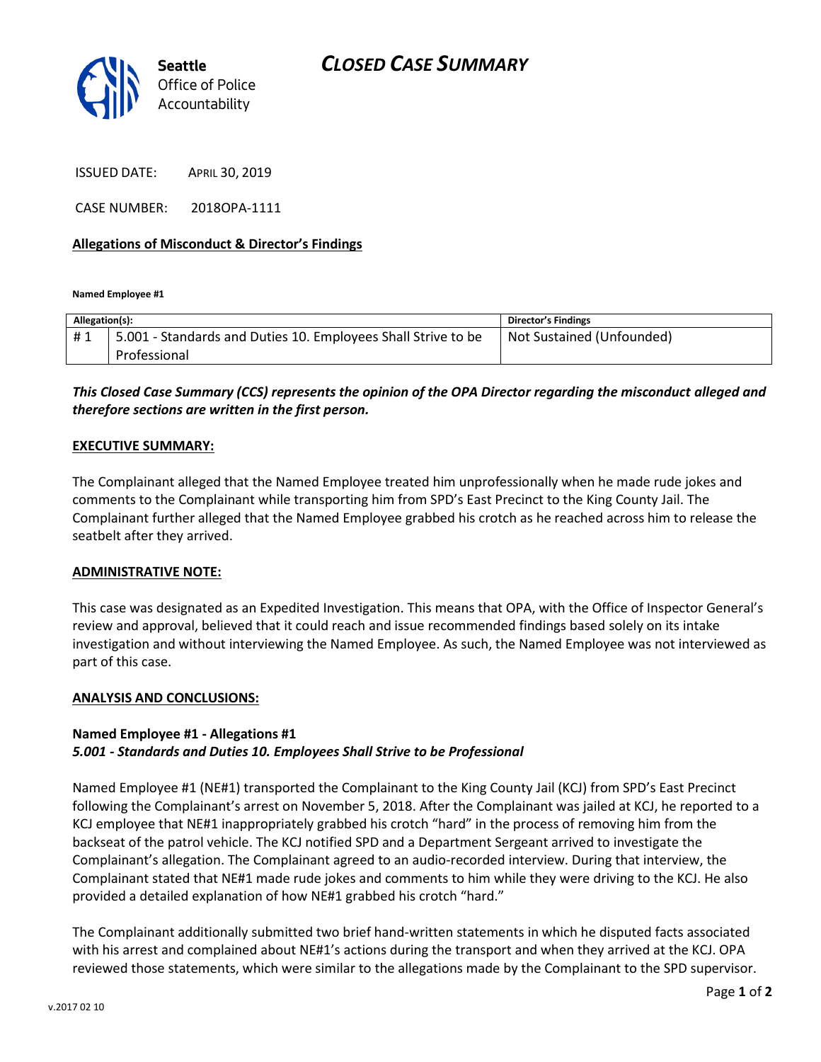Seattle Office of Police Accountability

# CLOSED CASE SUMMARY

ISSUED DATE: APRIL 30, 2019

CASE NUMBER: 2018OPA-1111

**Allegations of Misconduct & Director's Findings**

**Named Employee #1**

| Allegation(s): | | Director's Findings |
|---|---|---|
| # 1 | 5.001 - Standards and Duties 10. Employees Shall Strive to be Professional | Not Sustained (Unfounded) |

***This Closed Case Summary (CCS) represents the opinion of the OPA Director regarding the misconduct alleged and therefore sections are written in the first person.***

**EXECUTIVE SUMMARY:**

The Complainant alleged that the Named Employee treated him unprofessionally when he made rude jokes and comments to the Complainant while transporting him from SPD's East Precinct to the King County Jail. The Complainant further alleged that the Named Employee grabbed his crotch as he reached across him to release the seatbelt after they arrived.

**ADMINISTRATIVE NOTE:**

This case was designated as an Expedited Investigation. This means that OPA, with the Office of Inspector General's review and approval, believed that it could reach and issue recommended findings based solely on its intake investigation and without interviewing the Named Employee. As such, the Named Employee was not interviewed as part of this case.

**ANALYSIS AND CONCLUSIONS:**

**Named Employee #1 - Allegations #1**
***5.001 - Standards and Duties 10. Employees Shall Strive to be Professional***

Named Employee #1 (NE#1) transported the Complainant to the King County Jail (KCJ) from SPD's East Precinct following the Complainant's arrest on November 5, 2018. After the Complainant was jailed at KCJ, he reported to a KCJ employee that NE#1 inappropriately grabbed his crotch "hard" in the process of removing him from the backseat of the patrol vehicle. The KCJ notified SPD and a Department Sergeant arrived to investigate the Complainant's allegation. The Complainant agreed to an audio-recorded interview. During that interview, the Complainant stated that NE#1 made rude jokes and comments to him while they were driving to the KCJ. He also provided a detailed explanation of how NE#1 grabbed his crotch "hard."

The Complainant additionally submitted two brief hand-written statements in which he disputed facts associated with his arrest and complained about NE#1's actions during the transport and when they arrived at the KCJ. OPA reviewed those statements, which were similar to the allegations made by the Complainant to the SPD supervisor.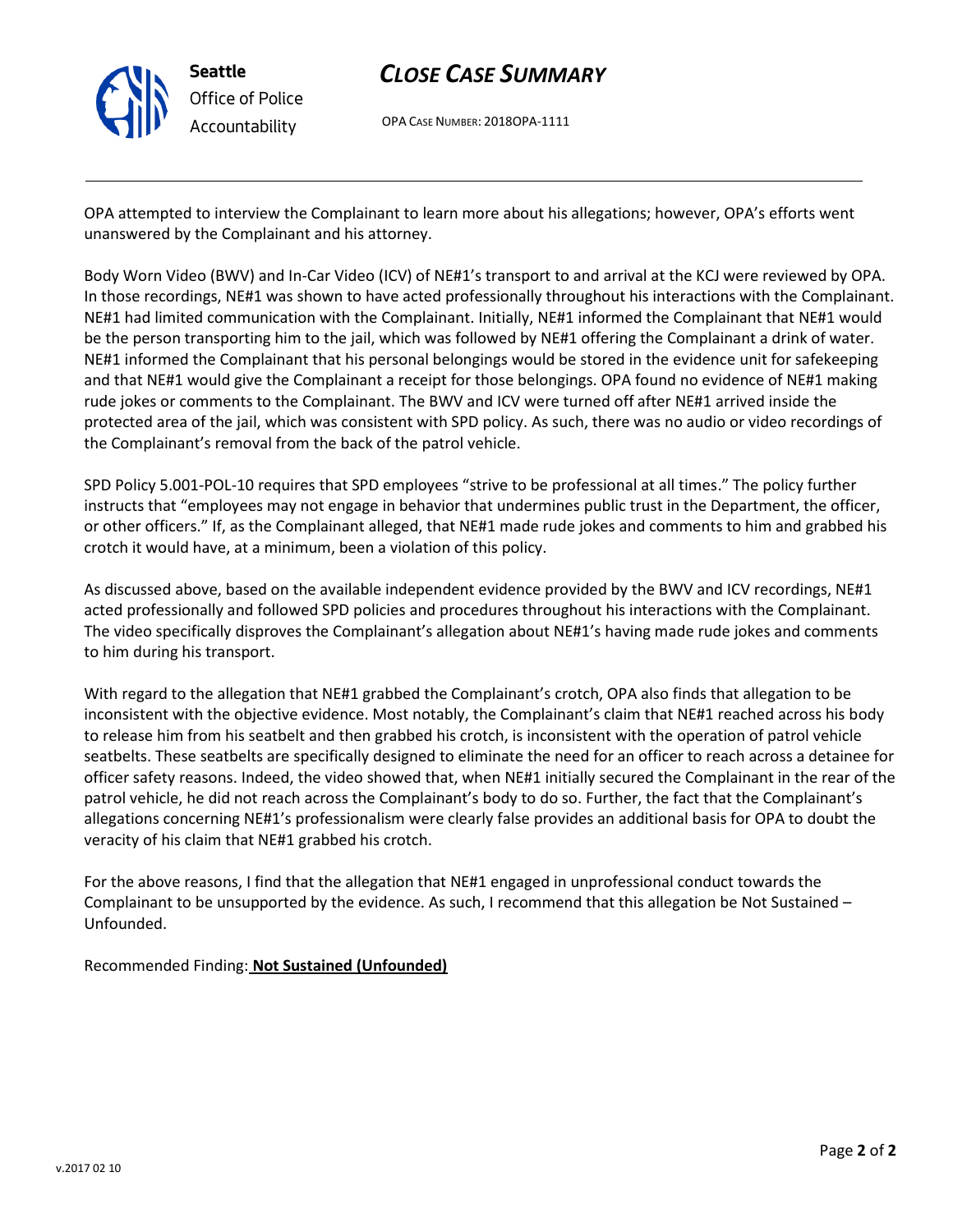OPA attempted to interview the Complainant to learn more about his allegations; however, OPA's efforts went unanswered by the Complainant and his attorney.

Body Worn Video (BWV) and In-Car Video (ICV) of NE#1's transport to and arrival at the KCJ were reviewed by OPA. In those recordings, NE#1 was shown to have acted professionally throughout his interactions with the Complainant. NE#1 had limited communication with the Complainant. Initially, NE#1 informed the Complainant that NE#1 would be the person transporting him to the jail, which was followed by NE#1 offering the Complainant a drink of water. NE#1 informed the Complainant that his personal belongings would be stored in the evidence unit for safekeeping and that NE#1 would give the Complainant a receipt for those belongings. OPA found no evidence of NE#1 making rude jokes or comments to the Complainant. The BWV and ICV were turned off after NE#1 arrived inside the protected area of the jail, which was consistent with SPD policy. As such, there was no audio or video recordings of the Complainant's removal from the back of the patrol vehicle.

SPD Policy 5.001-POL-10 requires that SPD employees "strive to be professional at all times." The policy further instructs that "employees may not engage in behavior that undermines public trust in the Department, the officer, or other officers." If, as the Complainant alleged, that NE#1 made rude jokes and comments to him and grabbed his crotch it would have, at a minimum, been a violation of this policy.

As discussed above, based on the available independent evidence provided by the BWV and ICV recordings, NE#1 acted professionally and followed SPD policies and procedures throughout his interactions with the Complainant. The video specifically disproves the Complainant's allegation about NE#1's having made rude jokes and comments to him during his transport.

With regard to the allegation that NE#1 grabbed the Complainant's crotch, OPA also finds that allegation to be inconsistent with the objective evidence. Most notably, the Complainant's claim that NE#1 reached across his body to release him from his seatbelt and then grabbed his crotch, is inconsistent with the operation of patrol vehicle seatbelts. These seatbelts are specifically designed to eliminate the need for an officer to reach across a detainee for officer safety reasons. Indeed, the video showed that, when NE#1 initially secured the Complainant in the rear of the patrol vehicle, he did not reach across the Complainant's body to do so. Further, the fact that the Complainant's allegations concerning NE#1's professionalism were clearly false provides an additional basis for OPA to doubt the veracity of his claim that NE#1 grabbed his crotch.

For the above reasons, I find that the allegation that NE#1 engaged in unprofessional conduct towards the Complainant to be unsupported by the evidence. As such, I recommend that this allegation be Not Sustained – Unfounded.

Recommended Finding: **Not Sustained (Unfounded)**